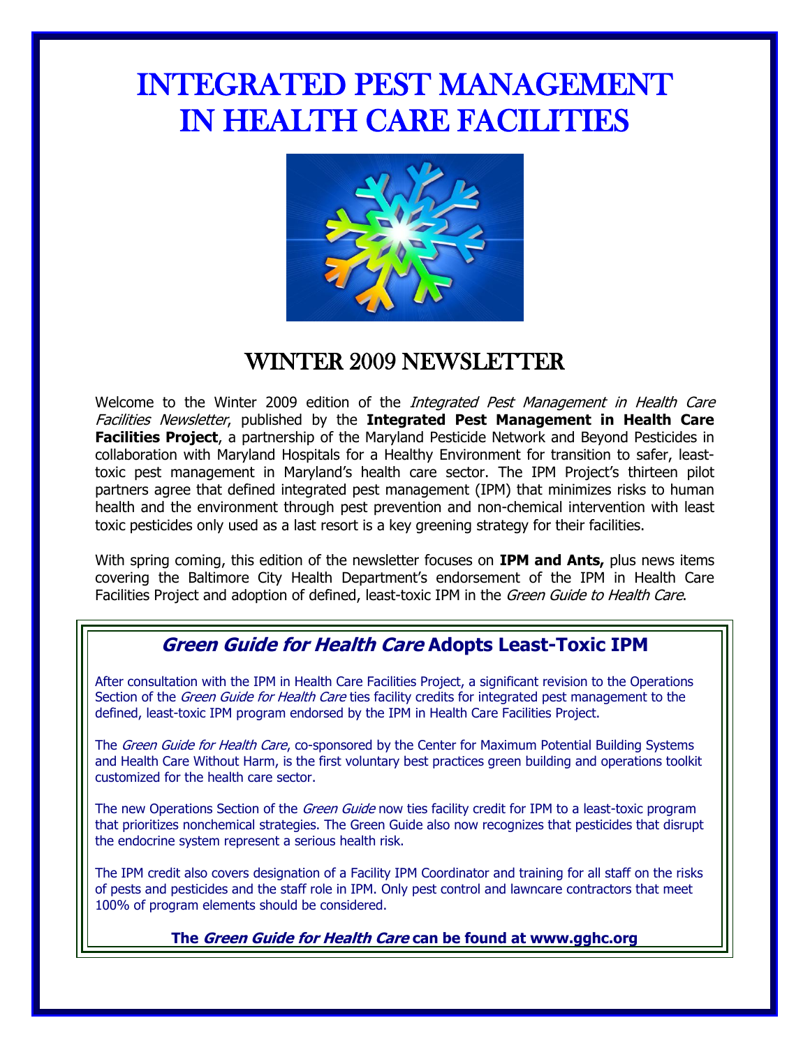# INTEGRATED PEST MANAGEMENT IN HEALTH CARE FACILITIES

## WINTER 2009 NEWSLETTER

Welcome to the Winter 2009 edition of the *Integrated Pest Management in Health Care Facilities Newsletter*, published by the **Integrated Pest Management in Health Care Facilities Project**, a partnership of the Maryland Pesticide Network and Beyond Pesticides in collaboration with Maryland Hospitals for a Healthy Environment for transition to safer, least-toxic pest management in Maryland's health care sector. The IPM Project's thirteen pilot partners agree that defined integrated pest management (IPM) that minimizes risks to human health and the environment through pest prevention and non-chemical intervention with least toxic pesticides only used as a last resort is a key greening strategy for their facilities.

With spring coming, this edition of the newsletter focuses on **IPM and Ants,** plus news items covering the Baltimore City Health Department's endorsement of the IPM in Health Care Facilities Project and adoption of defined, least-toxic IPM in the *Green Guide to Health Care*.

### *Green Guide for Health Care* Adopts Least-Toxic IPM

After consultation with the IPM in Health Care Facilities Project, a significant revision to the Operations Section of the *Green Guide for Health Care* ties facility credits for integrated pest management to the defined, least-toxic IPM program endorsed by the IPM in Health Care Facilities Project.

The *Green Guide for Health Care*, co-sponsored by the Center for Maximum Potential Building Systems and Health Care Without Harm, is the first voluntary best practices green building and operations toolkit customized for the health care sector.

The new Operations Section of the *Green Guide* now ties facility credit for IPM to a least-toxic program that prioritizes nonchemical strategies. The Green Guide also now recognizes that pesticides that disrupt the endocrine system represent a serious health risk.

The IPM credit also covers designation of a Facility IPM Coordinator and training for all staff on the risks of pests and pesticides and the staff role in IPM. Only pest control and lawncare contractors that meet 100% of program elements should be considered.

**The *Green Guide for Health Care* can be found at www.gghc.org**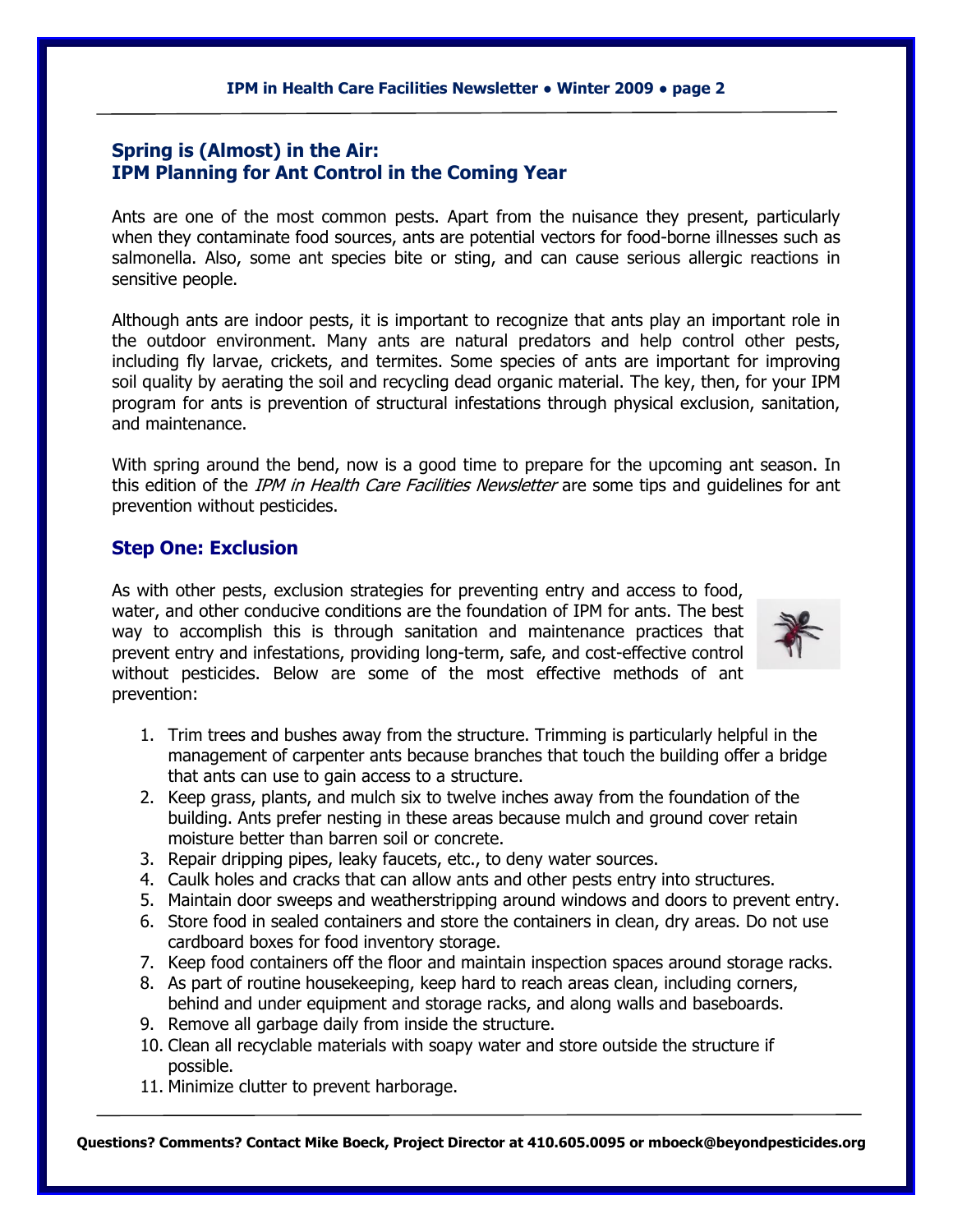## Spring is (Almost) in the Air: IPM Planning for Ant Control in the Coming Year

Ants are one of the most common pests. Apart from the nuisance they present, particularly when they contaminate food sources, ants are potential vectors for food-borne illnesses such as salmonella. Also, some ant species bite or sting, and can cause serious allergic reactions in sensitive people.

Although ants are indoor pests, it is important to recognize that ants play an important role in the outdoor environment. Many ants are natural predators and help control other pests, including fly larvae, crickets, and termites. Some species of ants are important for improving soil quality by aerating the soil and recycling dead organic material. The key, then, for your IPM program for ants is prevention of structural infestations through physical exclusion, sanitation, and maintenance.

With spring around the bend, now is a good time to prepare for the upcoming ant season. In this edition of the *IPM in Health Care Facilities Newsletter* are some tips and guidelines for ant prevention without pesticides.

### Step One: Exclusion

As with other pests, exclusion strategies for preventing entry and access to food, water, and other conducive conditions are the foundation of IPM for ants. The best way to accomplish this is through sanitation and maintenance practices that prevent entry and infestations, providing long-term, safe, and cost-effective control without pesticides. Below are some of the most effective methods of ant prevention:

1. Trim trees and bushes away from the structure. Trimming is particularly helpful in the management of carpenter ants because branches that touch the building offer a bridge that ants can use to gain access to a structure.
2. Keep grass, plants, and mulch six to twelve inches away from the foundation of the building. Ants prefer nesting in these areas because mulch and ground cover retain moisture better than barren soil or concrete.
3. Repair dripping pipes, leaky faucets, etc., to deny water sources.
4. Caulk holes and cracks that can allow ants and other pests entry into structures.
5. Maintain door sweeps and weatherstripping around windows and doors to prevent entry.
6. Store food in sealed containers and store the containers in clean, dry areas. Do not use cardboard boxes for food inventory storage.
7. Keep food containers off the floor and maintain inspection spaces around storage racks.
8. As part of routine housekeeping, keep hard to reach areas clean, including corners, behind and under equipment and storage racks, and along walls and baseboards.
9. Remove all garbage daily from inside the structure.
10. Clean all recyclable materials with soapy water and store outside the structure if possible.
11. Minimize clutter to prevent harborage.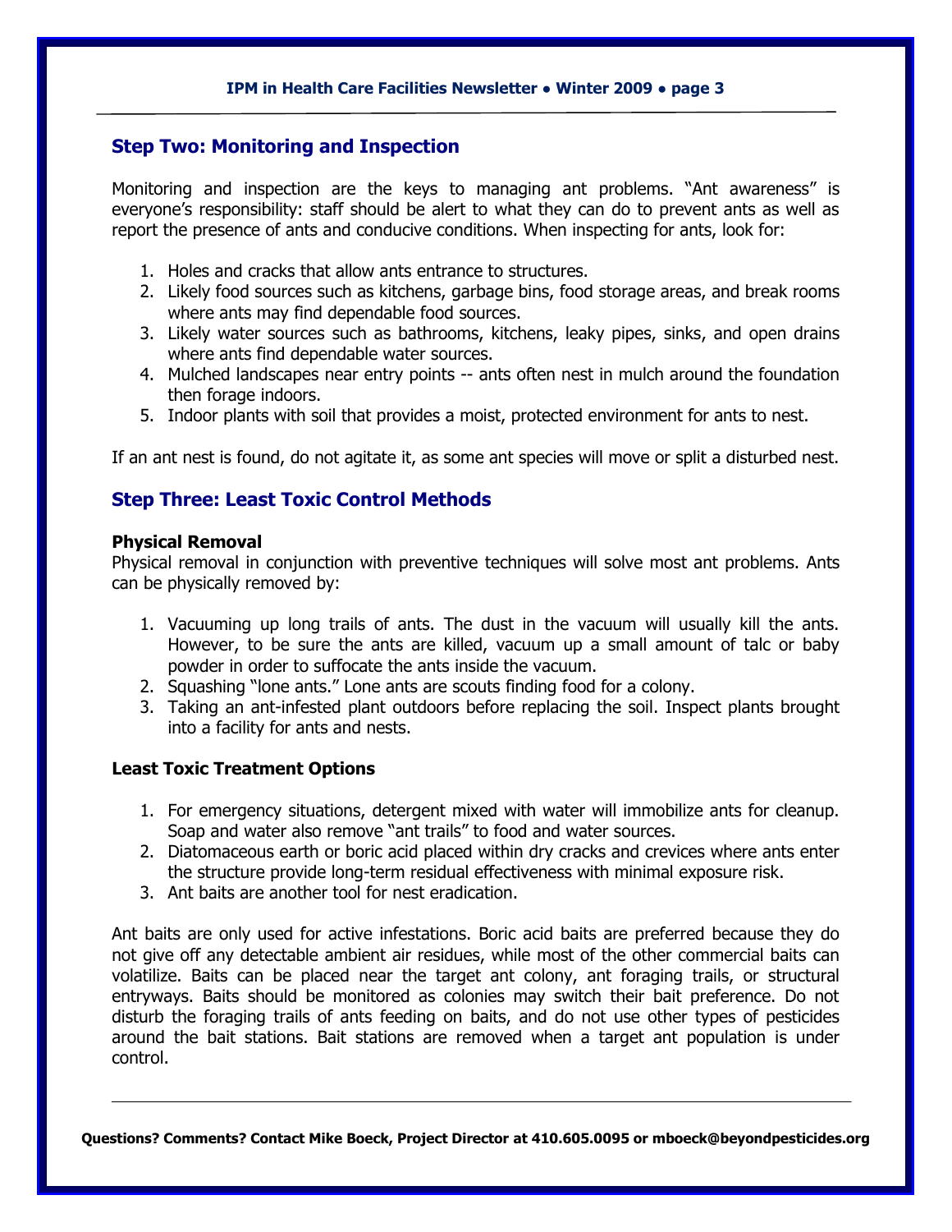## Step Two: Monitoring and Inspection

Monitoring and inspection are the keys to managing ant problems. "Ant awareness" is everyone's responsibility: staff should be alert to what they can do to prevent ants as well as report the presence of ants and conducive conditions. When inspecting for ants, look for:

1. Holes and cracks that allow ants entrance to structures.
2. Likely food sources such as kitchens, garbage bins, food storage areas, and break rooms where ants may find dependable food sources.
3. Likely water sources such as bathrooms, kitchens, leaky pipes, sinks, and open drains where ants find dependable water sources.
4. Mulched landscapes near entry points -- ants often nest in mulch around the foundation then forage indoors.
5. Indoor plants with soil that provides a moist, protected environment for ants to nest.

If an ant nest is found, do not agitate it, as some ant species will move or split a disturbed nest.

## Step Three: Least Toxic Control Methods

**Physical Removal**

Physical removal in conjunction with preventive techniques will solve most ant problems. Ants can be physically removed by:

1. Vacuuming up long trails of ants. The dust in the vacuum will usually kill the ants. However, to be sure the ants are killed, vacuum up a small amount of talc or baby powder in order to suffocate the ants inside the vacuum.
2. Squashing "lone ants." Lone ants are scouts finding food for a colony.
3. Taking an ant-infested plant outdoors before replacing the soil. Inspect plants brought into a facility for ants and nests.

**Least Toxic Treatment Options**

1. For emergency situations, detergent mixed with water will immobilize ants for cleanup. Soap and water also remove "ant trails" to food and water sources.
2. Diatomaceous earth or boric acid placed within dry cracks and crevices where ants enter the structure provide long-term residual effectiveness with minimal exposure risk.
3. Ant baits are another tool for nest eradication.

Ant baits are only used for active infestations. Boric acid baits are preferred because they do not give off any detectable ambient air residues, while most of the other commercial baits can volatilize. Baits can be placed near the target ant colony, ant foraging trails, or structural entryways. Baits should be monitored as colonies may switch their bait preference. Do not disturb the foraging trails of ants feeding on baits, and do not use other types of pesticides around the bait stations. Bait stations are removed when a target ant population is under control.

**Questions? Comments? Contact Mike Boeck, Project Director at 410.605.0095 or mboeck@beyondpesticides.org**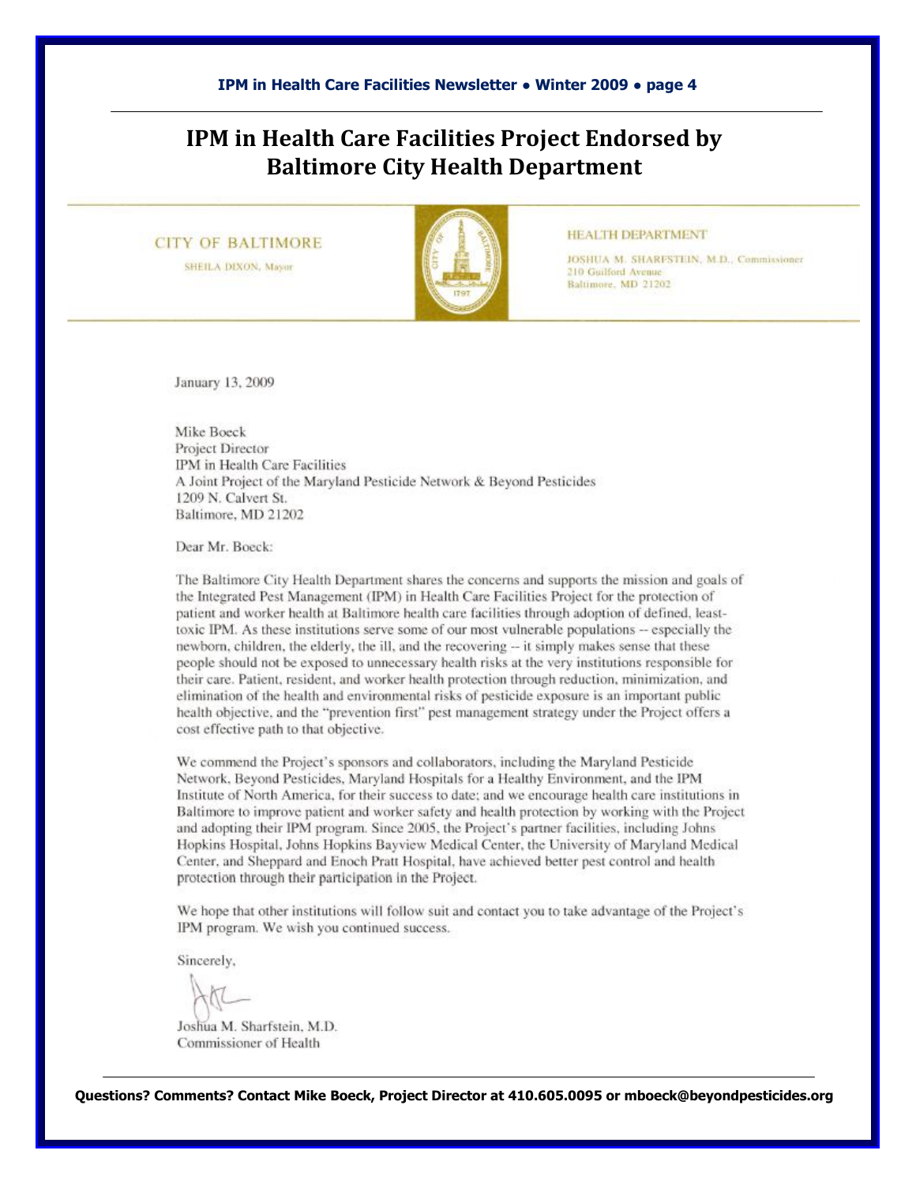# IPM in Health Care Facilities Project Endorsed by Baltimore City Health Department

CITY OF BALTIMORE

SHEILA DIXON, Mayor

HEALTH DEPARTMENT

JOSHUA M. SHARFSTEIN, M.D., Commissioner
210 Guilford Avenue
Baltimore, MD 21202

January 13, 2009

Mike Boeck
Project Director
IPM in Health Care Facilities
A Joint Project of the Maryland Pesticide Network & Beyond Pesticides
1209 N. Calvert St.
Baltimore, MD 21202

Dear Mr. Boeck:

The Baltimore City Health Department shares the concerns and supports the mission and goals of the Integrated Pest Management (IPM) in Health Care Facilities Project for the protection of patient and worker health at Baltimore health care facilities through adoption of defined, least-toxic IPM. As these institutions serve some of our most vulnerable populations -- especially the newborn, children, the elderly, the ill, and the recovering -- it simply makes sense that these people should not be exposed to unnecessary health risks at the very institutions responsible for their care. Patient, resident, and worker health protection through reduction, minimization, and elimination of the health and environmental risks of pesticide exposure is an important public health objective, and the "prevention first" pest management strategy under the Project offers a cost effective path to that objective.

We commend the Project's sponsors and collaborators, including the Maryland Pesticide Network, Beyond Pesticides, Maryland Hospitals for a Healthy Environment, and the IPM Institute of North America, for their success to date; and we encourage health care institutions in Baltimore to improve patient and worker safety and health protection by working with the Project and adopting their IPM program. Since 2005, the Project's partner facilities, including Johns Hopkins Hospital, Johns Hopkins Bayview Medical Center, the University of Maryland Medical Center, and Sheppard and Enoch Pratt Hospital, have achieved better pest control and health protection through their participation in the Project.

We hope that other institutions will follow suit and contact you to take advantage of the Project's IPM program. We wish you continued success.

Sincerely,

Joshua M. Sharfstein, M.D.
Commissioner of Health

**Questions? Comments? Contact Mike Boeck, Project Director at 410.605.0095 or mboeck@beyondpesticides.org**